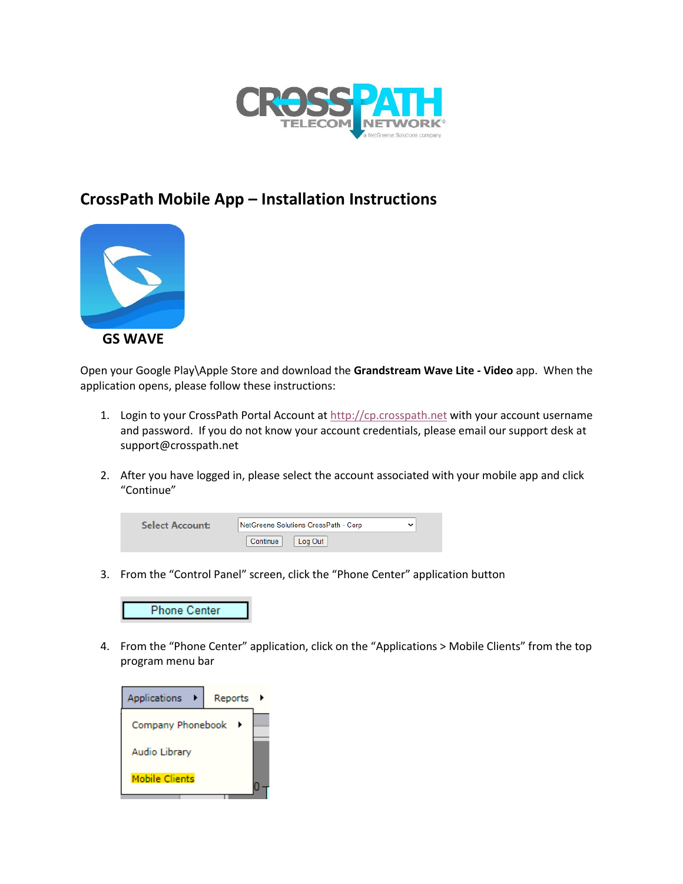## CrossPath Mobile App – Installation Instructions

**GS WAVE**

Open your Google Play\Apple Store and download the **Grandstream Wave Lite - Video** app. When the application opens, please follow these instructions:

1. Login to your CrossPath Portal Account at http://cp.crosspath.net with your account username and password. If you do not know your account credentials, please email our support desk at support@crosspath.net

2. After you have logged in, please select the account associated with your mobile app and click "Continue"

   Select Account: NetGreene Solutions CrossPath - Corp

   Continue | Log Out

3. From the "Control Panel" screen, click the "Phone Center" application button

   Phone Center

4. From the "Phone Center" application, click on the "Applications > Mobile Clients" from the top program menu bar

   Applications ▸ | Reports ▸

   - Company Phonebook ▸
   - Audio Library
   - Mobile Clients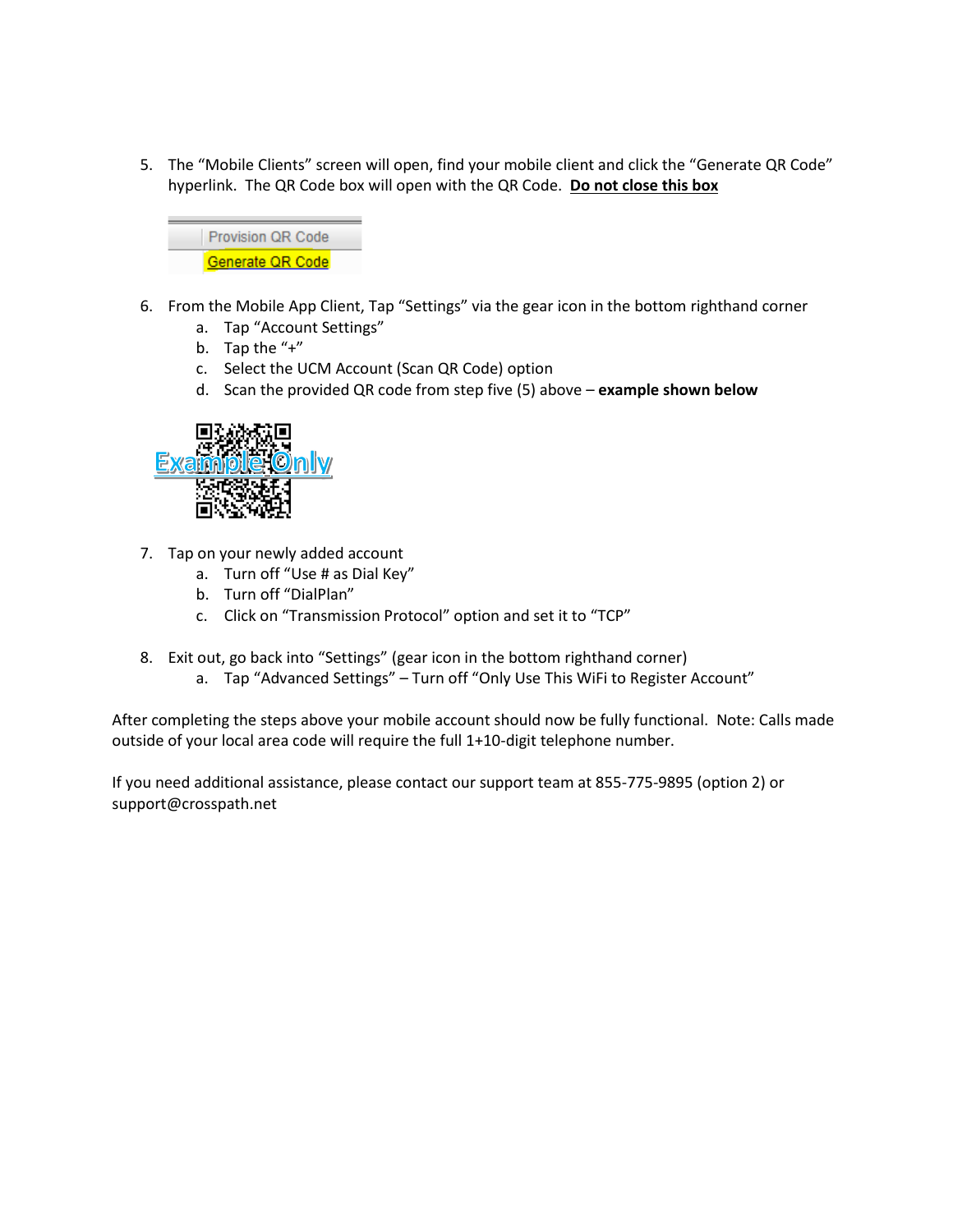5. The “Mobile Clients” screen will open, find your mobile client and click the “Generate QR Code” hyperlink. The QR Code box will open with the QR Code. **Do not close this box**

6. From the Mobile App Client, Tap “Settings” via the gear icon in the bottom righthand corner
   a. Tap “Account Settings”
   b. Tap the “+”
   c. Select the UCM Account (Scan QR Code) option
   d. Scan the provided QR code from step five (5) above – **example shown below**

7. Tap on your newly added account
   a. Turn off “Use # as Dial Key”
   b. Turn off “DialPlan”
   c. Click on “Transmission Protocol” option and set it to “TCP”

8. Exit out, go back into “Settings” (gear icon in the bottom righthand corner)
   a. Tap “Advanced Settings” – Turn off “Only Use This WiFi to Register Account”

After completing the steps above your mobile account should now be fully functional. Note: Calls made outside of your local area code will require the full 1+10-digit telephone number.

If you need additional assistance, please contact our support team at 855-775-9895 (option 2) or support@crosspath.net